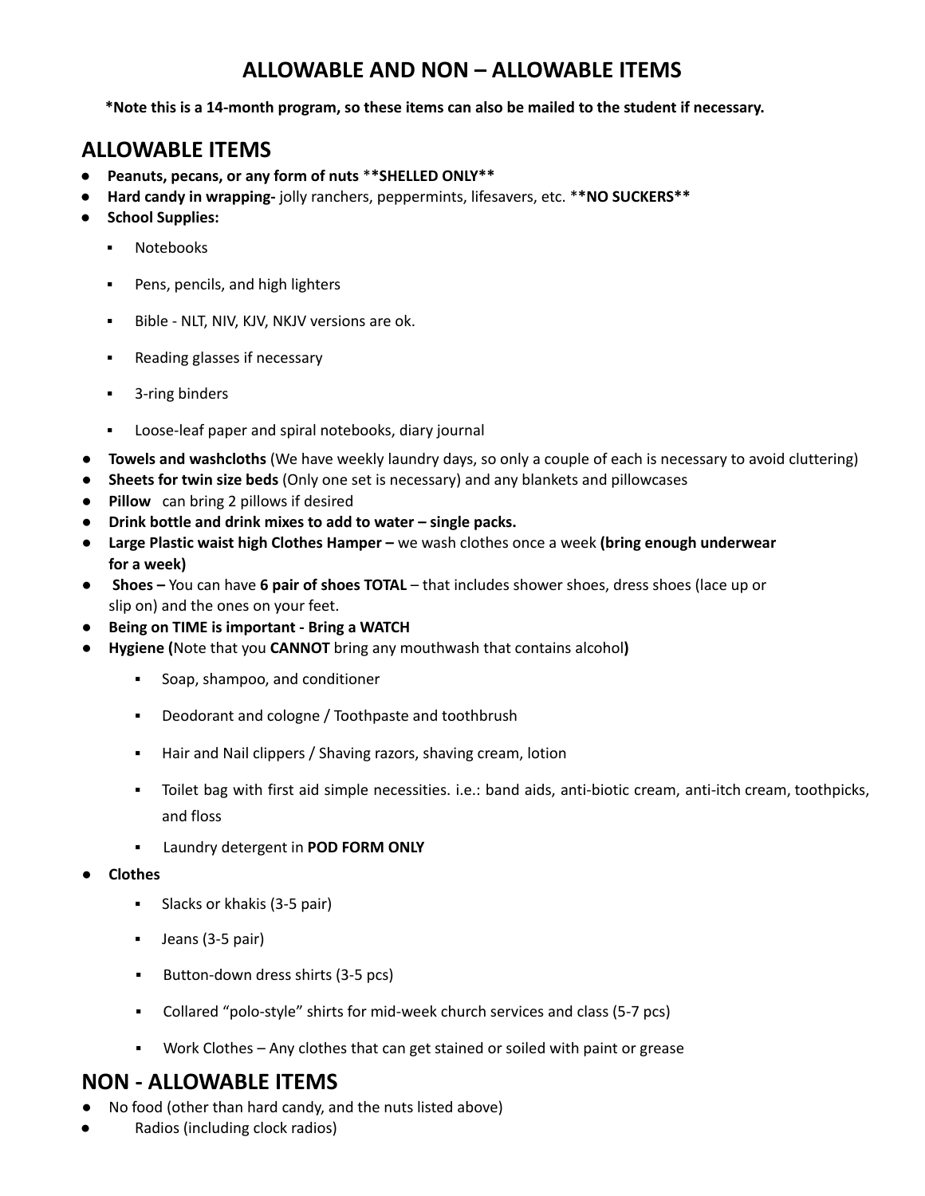# ALLOWABLE AND NON – ALLOWABLE ITEMS

**\*Note this is a 14-month program, so these items can also be mailed to the student if necessary.**

## ALLOWABLE ITEMS

- **Peanuts, pecans, or any form of nuts** **\*\*SHELLED ONLY\*\***
- **Hard candy in wrapping-** jolly ranchers, peppermints, lifesavers, etc. **\*\*NO SUCKERS\*\***
- **School Supplies:**
  - Notebooks
  - Pens, pencils, and high lighters
  - Bible - NLT, NIV, KJV, NKJV versions are ok.
  - Reading glasses if necessary
  - 3-ring binders
  - Loose-leaf paper and spiral notebooks, diary journal
- **Towels and washcloths** (We have weekly laundry days, so only a couple of each is necessary to avoid cluttering)
- **Sheets for twin size beds** (Only one set is necessary) and any blankets and pillowcases
- **Pillow** can bring 2 pillows if desired
- **Drink bottle and drink mixes to add to water – single packs.**
- **Large Plastic waist high Clothes Hamper –** we wash clothes once a week **(bring enough underwear for a week)**
- **Shoes –** You can have **6 pair of shoes TOTAL** – that includes shower shoes, dress shoes (lace up or slip on) and the ones on your feet.
- **Being on TIME is important - Bring a WATCH**
- **Hygiene (**Note that you **CANNOT** bring any mouthwash that contains alcohol**)**
  - Soap, shampoo, and conditioner
  - Deodorant and cologne / Toothpaste and toothbrush
  - Hair and Nail clippers / Shaving razors, shaving cream, lotion
  - Toilet bag with first aid simple necessities. i.e.: band aids, anti-biotic cream, anti-itch cream, toothpicks, and floss
  - Laundry detergent in **POD FORM ONLY**
- **Clothes**
  - Slacks or khakis (3-5 pair)
  - Jeans (3-5 pair)
  - Button-down dress shirts (3-5 pcs)
  - Collared "polo-style" shirts for mid-week church services and class (5-7 pcs)
  - Work Clothes – Any clothes that can get stained or soiled with paint or grease

## NON - ALLOWABLE ITEMS

- No food (other than hard candy, and the nuts listed above)
- Radios (including clock radios)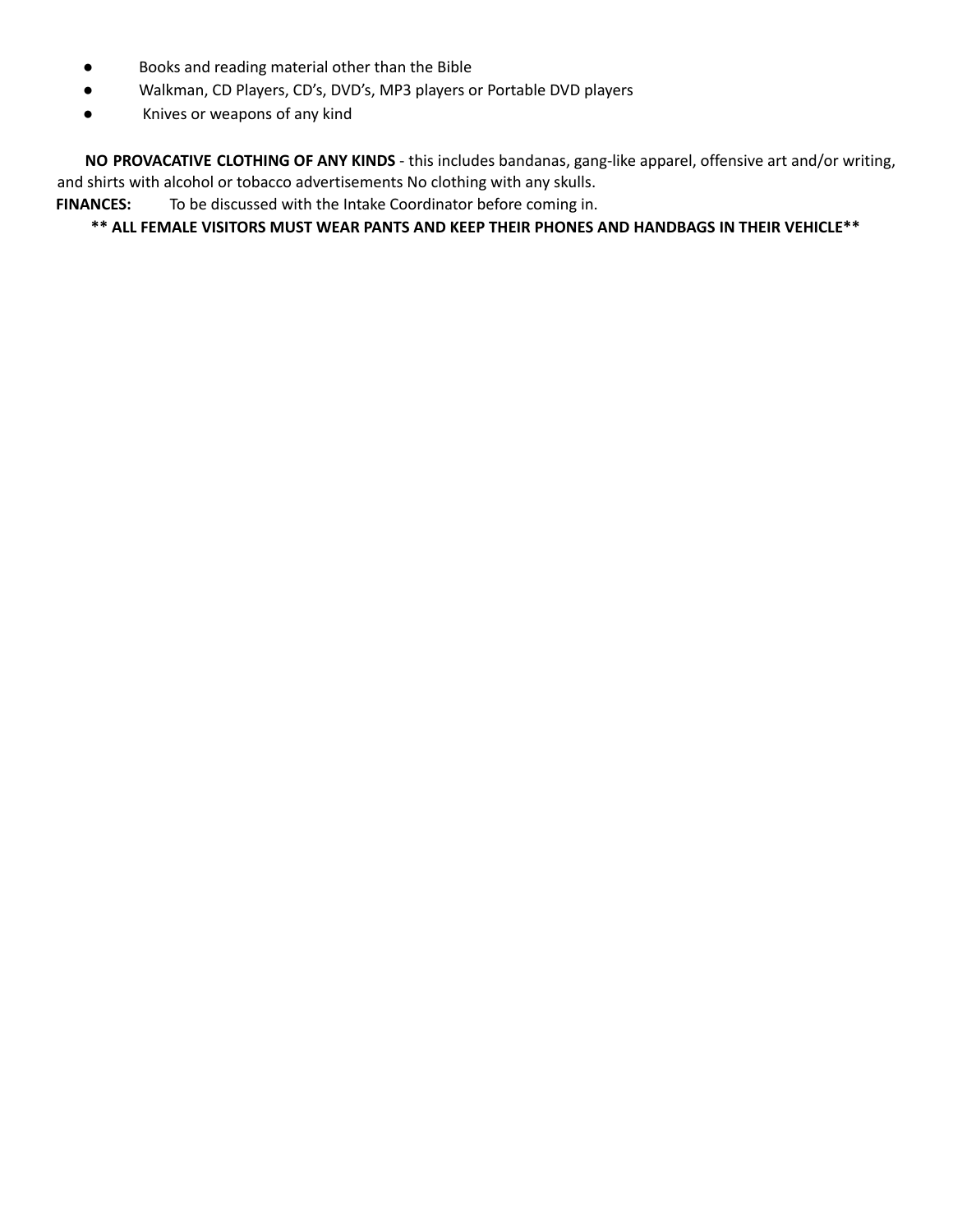- Books and reading material other than the Bible
- Walkman, CD Players, CD's, DVD's, MP3 players or Portable DVD players
- Knives or weapons of any kind

**NO PROVACATIVE CLOTHING OF ANY KINDS** - this includes bandanas, gang-like apparel, offensive art and/or writing, and shirts with alcohol or tobacco advertisements No clothing with any skulls.

**FINANCES:** To be discussed with the Intake Coordinator before coming in.

**** ALL FEMALE VISITORS MUST WEAR PANTS AND KEEP THEIR PHONES AND HANDBAGS IN THEIR VEHICLE****